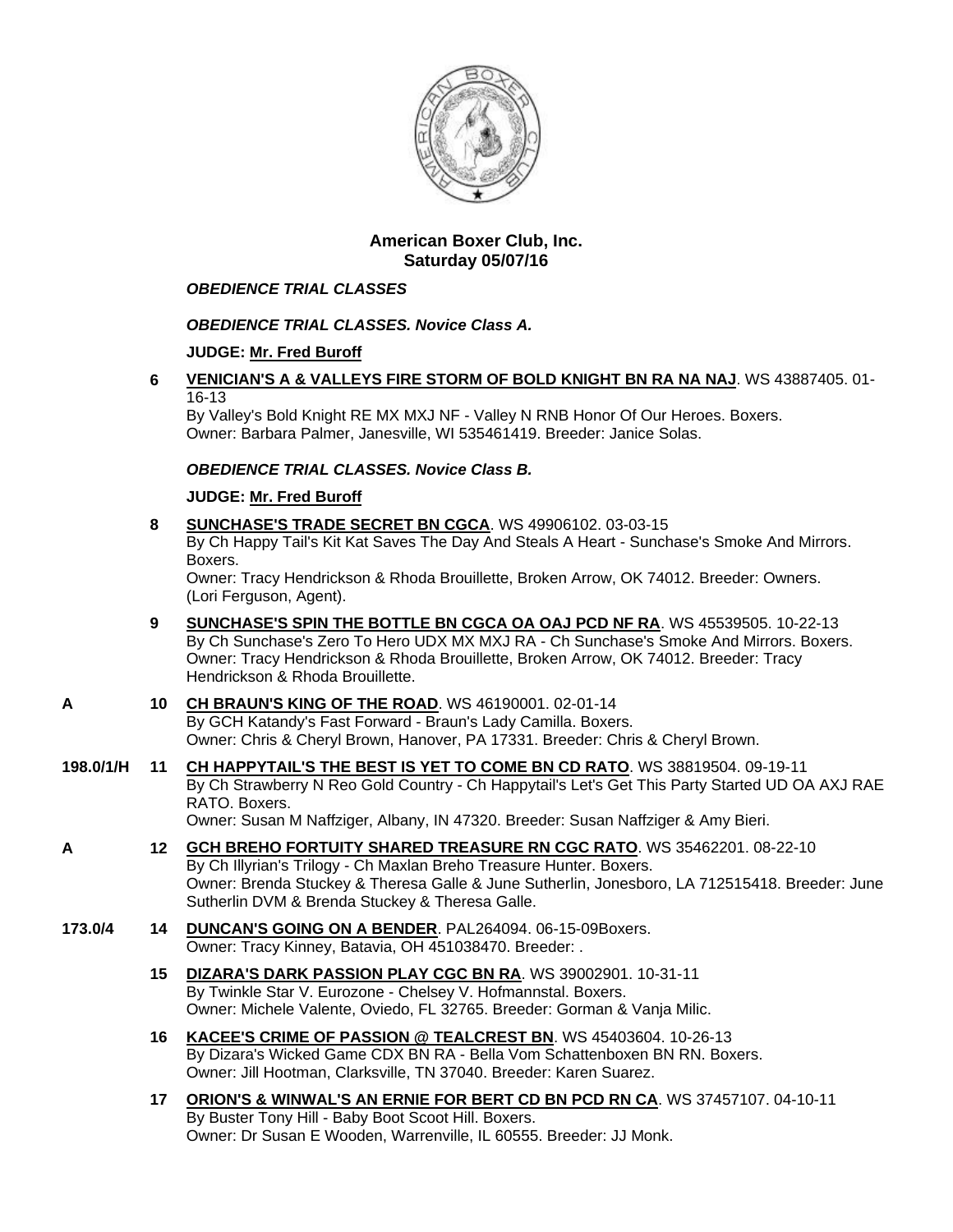## American Boxer Club, Inc.
## Saturday 05/07/16

### *OBEDIENCE TRIAL CLASSES*

#### *OBEDIENCE TRIAL CLASSES. Novice Class A.*

**JUDGE: Mr. Fred Buroff**

**6** **VENICIAN'S A & VALLEYS FIRE STORM OF BOLD KNIGHT BN RA NA NAJ**. WS 43887405. 01-16-13
By Valley's Bold Knight RE MX MXJ NF - Valley N RNB Honor Of Our Heroes. Boxers.
Owner: Barbara Palmer, Janesville, WI 535461419. Breeder: Janice Solas.

#### *OBEDIENCE TRIAL CLASSES. Novice Class B.*

**JUDGE: Mr. Fred Buroff**

**8** **SUNCHASE'S TRADE SECRET BN CGCA**. WS 49906102. 03-03-15
By Ch Happy Tail's Kit Kat Saves The Day And Steals A Heart - Sunchase's Smoke And Mirrors. Boxers.
Owner: Tracy Hendrickson & Rhoda Brouillette, Broken Arrow, OK 74012. Breeder: Owners. (Lori Ferguson, Agent).

**9** **SUNCHASE'S SPIN THE BOTTLE BN CGCA OA OAJ PCD NF RA**. WS 45539505. 10-22-13
By Ch Sunchase's Zero To Hero UDX MX MXJ RA - Ch Sunchase's Smoke And Mirrors. Boxers.
Owner: Tracy Hendrickson & Rhoda Brouillette, Broken Arrow, OK 74012. Breeder: Tracy Hendrickson & Rhoda Brouillette.

A **10** **CH BRAUN'S KING OF THE ROAD**. WS 46190001. 02-01-14
By GCH Katandy's Fast Forward - Braun's Lady Camilla. Boxers.
Owner: Chris & Cheryl Brown, Hanover, PA 17331. Breeder: Chris & Cheryl Brown.

198.0/1/H **11** **CH HAPPYTAIL'S THE BEST IS YET TO COME BN CD RATO**. WS 38819504. 09-19-11
By Ch Strawberry N Reo Gold Country - Ch Happytail's Let's Get This Party Started UD OA AXJ RAE RATO. Boxers.
Owner: Susan M Naffziger, Albany, IN 47320. Breeder: Susan Naffziger & Amy Bieri.

A **12** **GCH BREHO FORTUITY SHARED TREASURE RN CGC RATO**. WS 35462201. 08-22-10
By Ch Illyrian's Trilogy - Ch Maxlan Breho Treasure Hunter. Boxers.
Owner: Brenda Stuckey & Theresa Galle & June Sutherlin, Jonesboro, LA 712515418. Breeder: June Sutherlin DVM & Brenda Stuckey & Theresa Galle.

173.0/4 **14** **DUNCAN'S GOING ON A BENDER**. PAL264094. 06-15-09Boxers.
Owner: Tracy Kinney, Batavia, OH 451038470. Breeder: .

**15** **DIZARA'S DARK PASSION PLAY CGC BN RA**. WS 39002901. 10-31-11
By Twinkle Star V. Eurozone - Chelsey V. Hofmannstal. Boxers.
Owner: Michele Valente, Oviedo, FL 32765. Breeder: Gorman & Vanja Milic.

**16** **KACEE'S CRIME OF PASSION @ TEALCREST BN**. WS 45403604. 10-26-13
By Dizara's Wicked Game CDX BN RA - Bella Vom Schattenboxen BN RN. Boxers.
Owner: Jill Hootman, Clarksville, TN 37040. Breeder: Karen Suarez.

**17** **ORION'S & WINWAL'S AN ERNIE FOR BERT CD BN PCD RN CA**. WS 37457107. 04-10-11
By Buster Tony Hill - Baby Boot Scoot Hill. Boxers.
Owner: Dr Susan E Wooden, Warrenville, IL 60555. Breeder: JJ Monk.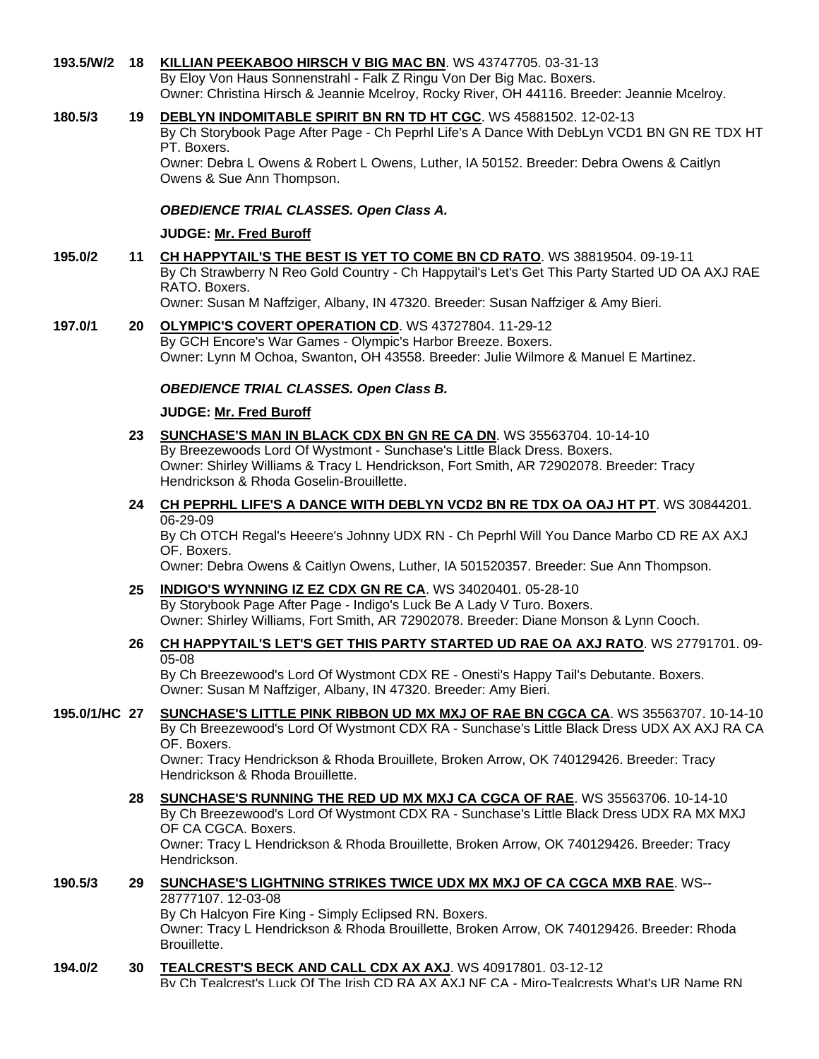**193.5/W/2** **18** **KILLIAN PEEKABOO HIRSCH V BIG MAC BN**. WS 43747705. 03-31-13
By Eloy Von Haus Sonnenstrahl - Falk Z Ringu Von Der Big Mac. Boxers.
Owner: Christina Hirsch & Jeannie Mcelroy, Rocky River, OH 44116. Breeder: Jeannie Mcelroy.

**180.5/3** **19** **DEBLYN INDOMITABLE SPIRIT BN RN TD HT CGC**. WS 45881502. 12-02-13
By Ch Storybook Page After Page - Ch Peprhl Life's A Dance With DebLyn VCD1 BN GN RE TDX HT PT. Boxers.
Owner: Debra L Owens & Robert L Owens, Luther, IA 50152. Breeder: Debra Owens & Caitlyn Owens & Sue Ann Thompson.

### *OBEDIENCE TRIAL CLASSES. Open Class A.*

**JUDGE: Mr. Fred Buroff**

**195.0/2** **11** **CH HAPPYTAIL'S THE BEST IS YET TO COME BN CD RATO**. WS 38819504. 09-19-11
By Ch Strawberry N Reo Gold Country - Ch Happytail's Let's Get This Party Started UD OA AXJ RAE RATO. Boxers.
Owner: Susan M Naffziger, Albany, IN 47320. Breeder: Susan Naffziger & Amy Bieri.

**197.0/1** **20** **OLYMPIC'S COVERT OPERATION CD**. WS 43727804. 11-29-12
By GCH Encore's War Games - Olympic's Harbor Breeze. Boxers.
Owner: Lynn M Ochoa, Swanton, OH 43558. Breeder: Julie Wilmore & Manuel E Martinez.

### *OBEDIENCE TRIAL CLASSES. Open Class B.*

**JUDGE: Mr. Fred Buroff**

**23** **SUNCHASE'S MAN IN BLACK CDX BN GN RE CA DN**. WS 35563704. 10-14-10
By Breezewoods Lord Of Wystmont - Sunchase's Little Black Dress. Boxers.
Owner: Shirley Williams & Tracy L Hendrickson, Fort Smith, AR 72902078. Breeder: Tracy Hendrickson & Rhoda Goselin-Brouillette.

**24** **CH PEPRHL LIFE'S A DANCE WITH DEBLYN VCD2 BN RE TDX OA OAJ HT PT**. WS 30844201. 06-29-09
By Ch OTCH Regal's Heeere's Johnny UDX RN - Ch Peprhl Will You Dance Marbo CD RE AX AXJ OF. Boxers.
Owner: Debra Owens & Caitlyn Owens, Luther, IA 501520357. Breeder: Sue Ann Thompson.

**25** **INDIGO'S WYNNING IZ EZ CDX GN RE CA**. WS 34020401. 05-28-10
By Storybook Page After Page - Indigo's Luck Be A Lady V Turo. Boxers.
Owner: Shirley Williams, Fort Smith, AR 72902078. Breeder: Diane Monson & Lynn Cooch.

**26** **CH HAPPYTAIL'S LET'S GET THIS PARTY STARTED UD RAE OA AXJ RATO**. WS 27791701. 09-05-08
By Ch Breezewood's Lord Of Wystmont CDX RE - Onesti's Happy Tail's Debutante. Boxers.
Owner: Susan M Naffziger, Albany, IN 47320. Breeder: Amy Bieri.

**195.0/1/HC** **27** **SUNCHASE'S LITTLE PINK RIBBON UD MX MXJ OF RAE BN CGCA CA**. WS 35563707. 10-14-10
By Ch Breezewood's Lord Of Wystmont CDX RA - Sunchase's Little Black Dress UDX AX AXJ RA CA OF. Boxers.
Owner: Tracy Hendrickson & Rhoda Brouillete, Broken Arrow, OK 740129426. Breeder: Tracy Hendrickson & Rhoda Brouillette.

**28** **SUNCHASE'S RUNNING THE RED UD MX MXJ CA CGCA OF RAE**. WS 35563706. 10-14-10
By Ch Breezewood's Lord Of Wystmont CDX RA - Sunchase's Little Black Dress UDX RA MX MXJ OF CA CGCA. Boxers.
Owner: Tracy L Hendrickson & Rhoda Brouillette, Broken Arrow, OK 740129426. Breeder: Tracy Hendrickson.

**190.5/3** **29** **SUNCHASE'S LIGHTNING STRIKES TWICE UDX MX MXJ OF CA CGCA MXB RAE**. WS--28777107. 12-03-08
By Ch Halcyon Fire King - Simply Eclipsed RN. Boxers.
Owner: Tracy L Hendrickson & Rhoda Brouillette, Broken Arrow, OK 740129426. Breeder: Rhoda Brouillette.

**194.0/2** **30** **TEALCREST'S BECK AND CALL CDX AX AXJ**. WS 40917801. 03-12-12
By Ch Tealcrest's Luck Of The Irish CD RA AX AXJ NF CA - Miro-Tealcrests What's UR Name RN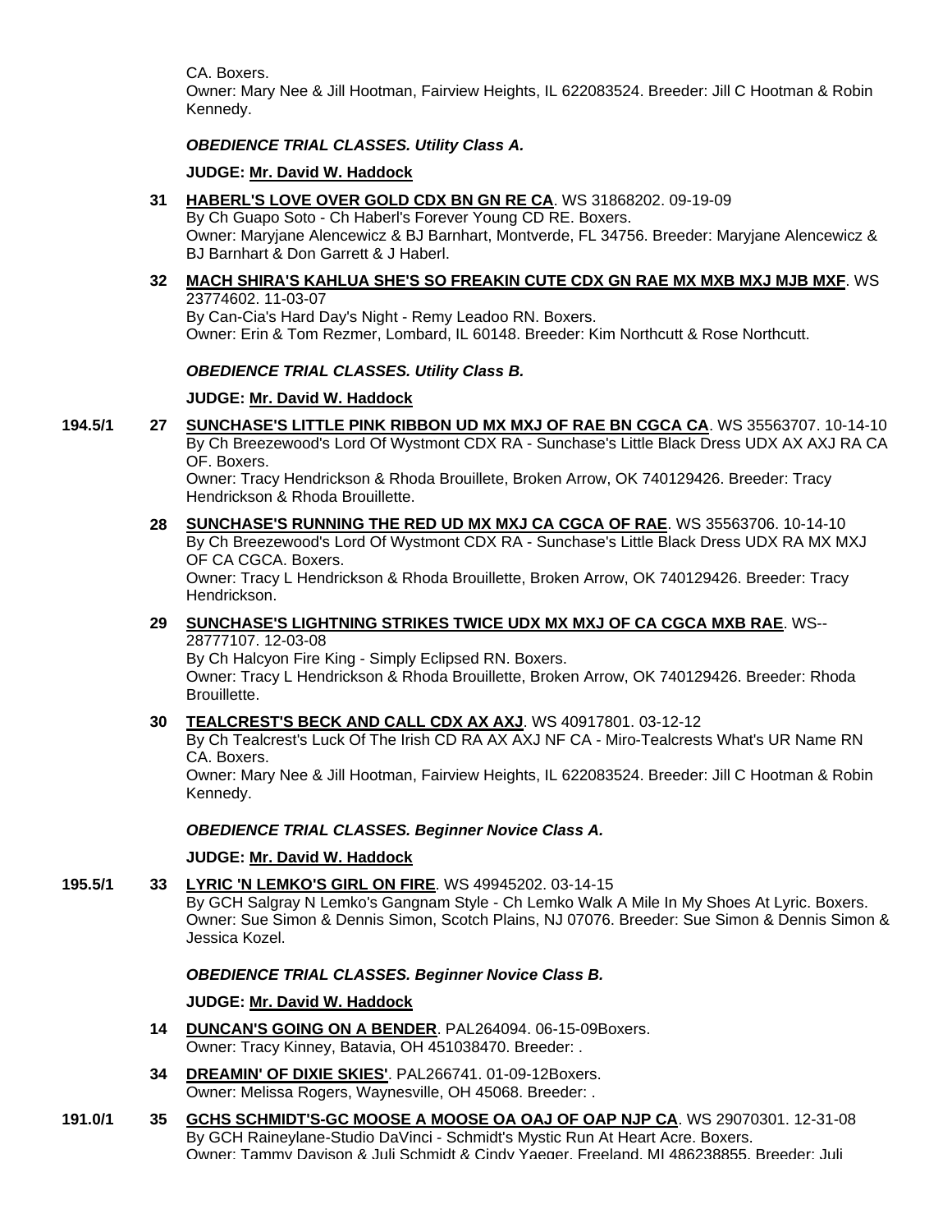CA. Boxers.
Owner: Mary Nee & Jill Hootman, Fairview Heights, IL 622083524. Breeder: Jill C Hootman & Robin Kennedy.

### *OBEDIENCE TRIAL CLASSES. Utility Class A.*

**JUDGE: Mr. David W. Haddock**

**31** **HABERL'S LOVE OVER GOLD CDX BN GN RE CA**. WS 31868202. 09-19-09
By Ch Guapo Soto - Ch Haberl's Forever Young CD RE. Boxers.
Owner: Maryjane Alencewicz & BJ Barnhart, Montverde, FL 34756. Breeder: Maryjane Alencewicz & BJ Barnhart & Don Garrett & J Haberl.

**32** **MACH SHIRA'S KAHLUA SHE'S SO FREAKIN CUTE CDX GN RAE MX MXB MXJ MJB MXF**. WS 23774602. 11-03-07
By Can-Cia's Hard Day's Night - Remy Leadoo RN. Boxers.
Owner: Erin & Tom Rezmer, Lombard, IL 60148. Breeder: Kim Northcutt & Rose Northcutt.

### *OBEDIENCE TRIAL CLASSES. Utility Class B.*

**JUDGE: Mr. David W. Haddock**

**194.5/1** **27** **SUNCHASE'S LITTLE PINK RIBBON UD MX MXJ OF RAE BN CGCA CA**. WS 35563707. 10-14-10
By Ch Breezewood's Lord Of Wystmont CDX RA - Sunchase's Little Black Dress UDX AX AXJ RA CA OF. Boxers.
Owner: Tracy Hendrickson & Rhoda Brouillete, Broken Arrow, OK 740129426. Breeder: Tracy Hendrickson & Rhoda Brouillette.

**28** **SUNCHASE'S RUNNING THE RED UD MX MXJ CA CGCA OF RAE**. WS 35563706. 10-14-10
By Ch Breezewood's Lord Of Wystmont CDX RA - Sunchase's Little Black Dress UDX RA MX MXJ OF CA CGCA. Boxers.
Owner: Tracy L Hendrickson & Rhoda Brouillette, Broken Arrow, OK 740129426. Breeder: Tracy Hendrickson.

**29** **SUNCHASE'S LIGHTNING STRIKES TWICE UDX MX MXJ OF CA CGCA MXB RAE**. WS--28777107. 12-03-08
By Ch Halcyon Fire King - Simply Eclipsed RN. Boxers.
Owner: Tracy L Hendrickson & Rhoda Brouillette, Broken Arrow, OK 740129426. Breeder: Rhoda Brouillette.

**30** **TEALCREST'S BECK AND CALL CDX AX AXJ**. WS 40917801. 03-12-12
By Ch Tealcrest's Luck Of The Irish CD RA AX AXJ NF CA - Miro-Tealcrests What's UR Name RN CA. Boxers.
Owner: Mary Nee & Jill Hootman, Fairview Heights, IL 622083524. Breeder: Jill C Hootman & Robin Kennedy.

### *OBEDIENCE TRIAL CLASSES. Beginner Novice Class A.*

**JUDGE: Mr. David W. Haddock**

**195.5/1** **33** **LYRIC 'N LEMKO'S GIRL ON FIRE**. WS 49945202. 03-14-15
By GCH Salgray N Lemko's Gangnam Style - Ch Lemko Walk A Mile In My Shoes At Lyric. Boxers.
Owner: Sue Simon & Dennis Simon, Scotch Plains, NJ 07076. Breeder: Sue Simon & Dennis Simon & Jessica Kozel.

### *OBEDIENCE TRIAL CLASSES. Beginner Novice Class B.*

**JUDGE: Mr. David W. Haddock**

**14** **DUNCAN'S GOING ON A BENDER**. PAL264094. 06-15-09Boxers.
Owner: Tracy Kinney, Batavia, OH 451038470. Breeder: .

**34** **DREAMIN' OF DIXIE SKIES'**. PAL266741. 01-09-12Boxers.
Owner: Melissa Rogers, Waynesville, OH 45068. Breeder: .

**191.0/1** **35** **GCHS SCHMIDT'S-GC MOOSE A MOOSE OA OAJ OF OAP NJP CA**. WS 29070301. 12-31-08
By GCH Raineylane-Studio DaVinci - Schmidt's Mystic Run At Heart Acre. Boxers.
Owner: Tammy Davison & Juli Schmidt & Cindy Yaeger, Freeland, MI 486238855. Breeder: Juli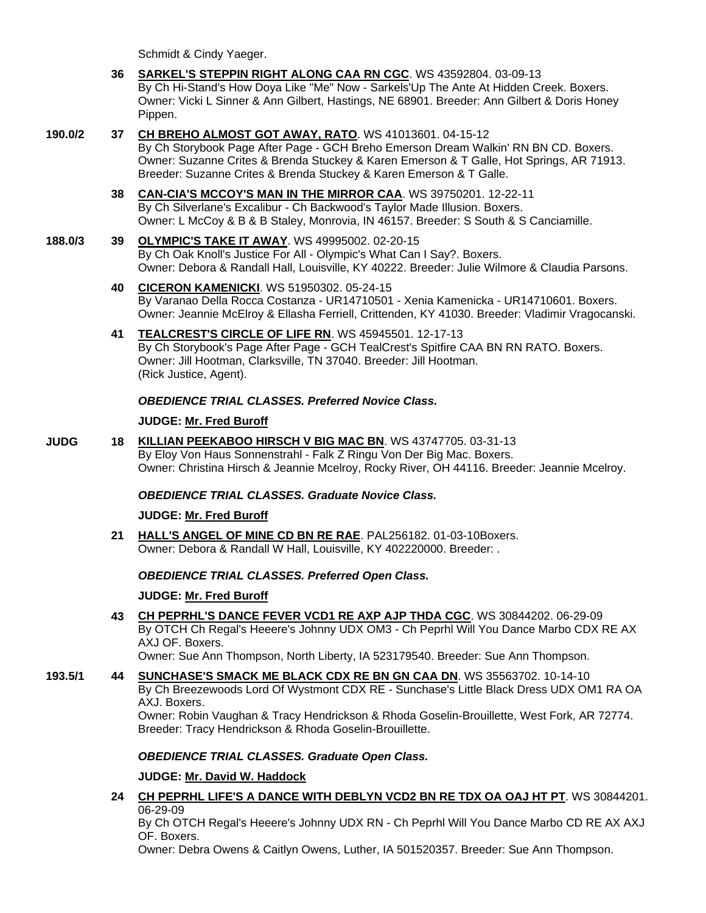Schmidt & Cindy Yaeger.

**36** **SARKEL'S STEPPIN RIGHT ALONG CAA RN CGC**. WS 43592804. 03-09-13
By Ch Hi-Stand's How Doya Like "Me" Now - Sarkels'Up The Ante At Hidden Creek. Boxers.
Owner: Vicki L Sinner & Ann Gilbert, Hastings, NE 68901. Breeder: Ann Gilbert & Doris Honey Pippen.

**190.0/2** **37** **CH BREHO ALMOST GOT AWAY, RATO**. WS 41013601. 04-15-12
By Ch Storybook Page After Page - GCH Breho Emerson Dream Walkin' RN BN CD. Boxers.
Owner: Suzanne Crites & Brenda Stuckey & Karen Emerson & T Galle, Hot Springs, AR 71913.
Breeder: Suzanne Crites & Brenda Stuckey & Karen Emerson & T Galle.

**38** **CAN-CIA'S MCCOY'S MAN IN THE MIRROR CAA**. WS 39750201. 12-22-11
By Ch Silverlane's Excalibur - Ch Backwood's Taylor Made Illusion. Boxers.
Owner: L McCoy & B & B Staley, Monrovia, IN 46157. Breeder: S South & S Canciamille.

**188.0/3** **39** **OLYMPIC'S TAKE IT AWAY**. WS 49995002. 02-20-15
By Ch Oak Knoll's Justice For All - Olympic's What Can I Say?. Boxers.
Owner: Debora & Randall Hall, Louisville, KY 40222. Breeder: Julie Wilmore & Claudia Parsons.

**40** **CICERON KAMENICKI**. WS 51950302. 05-24-15
By Varanao Della Rocca Costanza - UR14710501 - Xenia Kamenicka - UR14710601. Boxers.
Owner: Jeannie McElroy & Ellasha Ferriell, Crittenden, KY 41030. Breeder: Vladimir Vragocanski.

**41** **TEALCREST'S CIRCLE OF LIFE RN**. WS 45945501. 12-17-13
By Ch Storybook's Page After Page - GCH TealCrest's Spitfire CAA BN RN RATO. Boxers.
Owner: Jill Hootman, Clarksville, TN 37040. Breeder: Jill Hootman.
(Rick Justice, Agent).

***OBEDIENCE TRIAL CLASSES. Preferred Novice Class.***

**JUDGE: Mr. Fred Buroff**

**JUDG** **18** **KILLIAN PEEKABOO HIRSCH V BIG MAC BN**. WS 43747705. 03-31-13
By Eloy Von Haus Sonnenstrahl - Falk Z Ringu Von Der Big Mac. Boxers.
Owner: Christina Hirsch & Jeannie Mcelroy, Rocky River, OH 44116. Breeder: Jeannie Mcelroy.

***OBEDIENCE TRIAL CLASSES. Graduate Novice Class.***

**JUDGE: Mr. Fred Buroff**

**21** **HALL'S ANGEL OF MINE CD BN RE RAE**. PAL256182. 01-03-10Boxers.
Owner: Debora & Randall W Hall, Louisville, KY 402220000. Breeder: .

***OBEDIENCE TRIAL CLASSES. Preferred Open Class.***

**JUDGE: Mr. Fred Buroff**

**43** **CH PEPRHL'S DANCE FEVER VCD1 RE AXP AJP THDA CGC**. WS 30844202. 06-29-09
By OTCH Ch Regal's Heeere's Johnny UDX OM3 - Ch Peprhl Will You Dance Marbo CDX RE AX AXJ OF. Boxers.
Owner: Sue Ann Thompson, North Liberty, IA 523179540. Breeder: Sue Ann Thompson.

**193.5/1** **44** **SUNCHASE'S SMACK ME BLACK CDX RE BN GN CAA DN**. WS 35563702. 10-14-10
By Ch Breezewoods Lord Of Wystmont CDX RE - Sunchase's Little Black Dress UDX OM1 RA OA AXJ. Boxers.
Owner: Robin Vaughan & Tracy Hendrickson & Rhoda Goselin-Brouillette, West Fork, AR 72774.
Breeder: Tracy Hendrickson & Rhoda Goselin-Brouillette.

***OBEDIENCE TRIAL CLASSES. Graduate Open Class.***

**JUDGE: Mr. David W. Haddock**

**24** **CH PEPRHL LIFE'S A DANCE WITH DEBLYN VCD2 BN RE TDX OA OAJ HT PT**. WS 30844201. 06-29-09
By Ch OTCH Regal's Heeere's Johnny UDX RN - Ch Peprhl Will You Dance Marbo CD RE AX AXJ OF. Boxers.
Owner: Debra Owens & Caitlyn Owens, Luther, IA 501520357. Breeder: Sue Ann Thompson.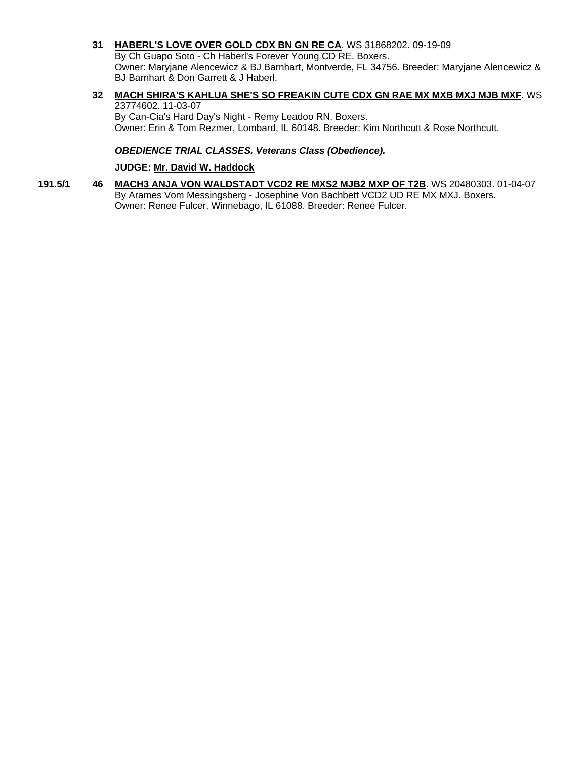**31** **HABERL'S LOVE OVER GOLD CDX BN GN RE CA**. WS 31868202. 09-19-09
By Ch Guapo Soto - Ch Haberl's Forever Young CD RE. Boxers.
Owner: Maryjane Alencewicz & BJ Barnhart, Montverde, FL 34756. Breeder: Maryjane Alencewicz & BJ Barnhart & Don Garrett & J Haberl.

**32** **MACH SHIRA'S KAHLUA SHE'S SO FREAKIN CUTE CDX GN RAE MX MXB MXJ MJB MXF**. WS 23774602. 11-03-07
By Can-Cia's Hard Day's Night - Remy Leadoo RN. Boxers.
Owner: Erin & Tom Rezmer, Lombard, IL 60148. Breeder: Kim Northcutt & Rose Northcutt.

***OBEDIENCE TRIAL CLASSES. Veterans Class (Obedience).***

**JUDGE: Mr. David W. Haddock**

**191.5/1** **46** **MACH3 ANJA VON WALDSTADT VCD2 RE MXS2 MJB2 MXP OF T2B**. WS 20480303. 01-04-07
By Arames Vom Messingsberg - Josephine Von Bachbett VCD2 UD RE MX MXJ. Boxers.
Owner: Renee Fulcer, Winnebago, IL 61088. Breeder: Renee Fulcer.